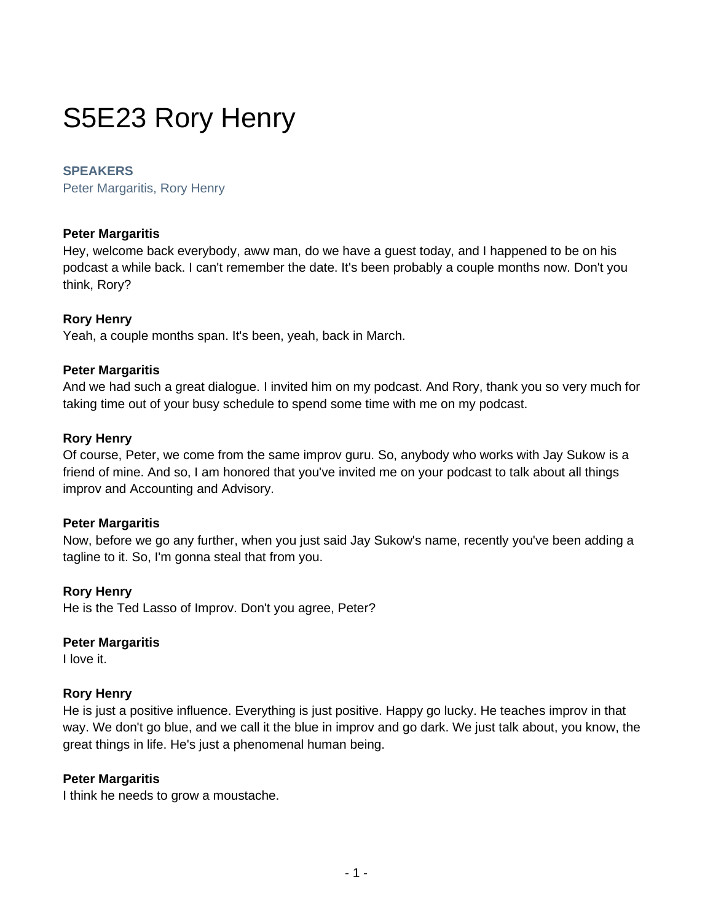# S5E23 Rory Henry

**SPEAKERS**

Peter Margaritis, Rory Henry

**Peter Margaritis**

Hey, welcome back everybody, aww man, do we have a guest today, and I happened to be on his podcast a while back. I can't remember the date. It's been probably a couple months now. Don't you think, Rory?

**Rory Henry**

Yeah, a couple months span. It's been, yeah, back in March.

**Peter Margaritis**

And we had such a great dialogue. I invited him on my podcast. And Rory, thank you so very much for taking time out of your busy schedule to spend some time with me on my podcast.

**Rory Henry**

Of course, Peter, we come from the same improv guru. So, anybody who works with Jay Sukow is a friend of mine. And so, I am honored that you've invited me on your podcast to talk about all things improv and Accounting and Advisory.

**Peter Margaritis**

Now, before we go any further, when you just said Jay Sukow's name, recently you've been adding a tagline to it. So, I'm gonna steal that from you.

**Rory Henry**

He is the Ted Lasso of Improv. Don't you agree, Peter?

**Peter Margaritis**

I love it.

**Rory Henry**

He is just a positive influence. Everything is just positive. Happy go lucky. He teaches improv in that way. We don't go blue, and we call it the blue in improv and go dark. We just talk about, you know, the great things in life. He's just a phenomenal human being.

**Peter Margaritis**

I think he needs to grow a moustache.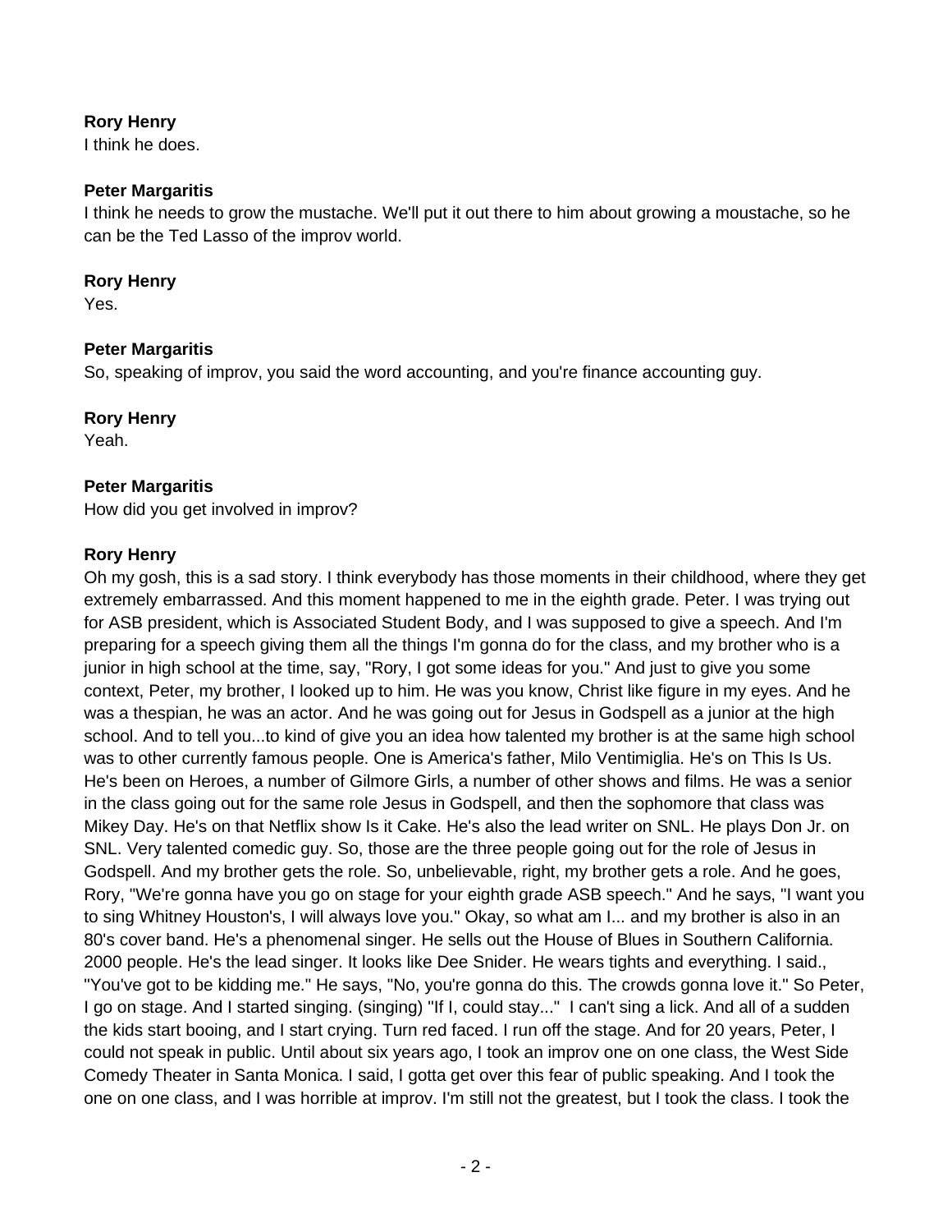**Rory Henry**
I think he does.

**Peter Margaritis**
I think he needs to grow the mustache. We'll put it out there to him about growing a moustache, so he can be the Ted Lasso of the improv world.

**Rory Henry**
Yes.

**Peter Margaritis**
So, speaking of improv, you said the word accounting, and you're finance accounting guy.

**Rory Henry**
Yeah.

**Peter Margaritis**
How did you get involved in improv?

**Rory Henry**
Oh my gosh, this is a sad story. I think everybody has those moments in their childhood, where they get extremely embarrassed. And this moment happened to me in the eighth grade. Peter. I was trying out for ASB president, which is Associated Student Body, and I was supposed to give a speech. And I'm preparing for a speech giving them all the things I'm gonna do for the class, and my brother who is a junior in high school at the time, say, "Rory, I got some ideas for you." And just to give you some context, Peter, my brother, I looked up to him. He was you know, Christ like figure in my eyes. And he was a thespian, he was an actor. And he was going out for Jesus in Godspell as a junior at the high school. And to tell you...to kind of give you an idea how talented my brother is at the same high school was to other currently famous people. One is America's father, Milo Ventimiglia. He's on This Is Us. He's been on Heroes, a number of Gilmore Girls, a number of other shows and films. He was a senior in the class going out for the same role Jesus in Godspell, and then the sophomore that class was Mikey Day. He's on that Netflix show Is it Cake. He's also the lead writer on SNL. He plays Don Jr. on SNL. Very talented comedic guy. So, those are the three people going out for the role of Jesus in Godspell. And my brother gets the role. So, unbelievable, right, my brother gets a role. And he goes, Rory, "We're gonna have you go on stage for your eighth grade ASB speech." And he says, "I want you to sing Whitney Houston's, I will always love you." Okay, so what am I... and my brother is also in an 80's cover band. He's a phenomenal singer. He sells out the House of Blues in Southern California. 2000 people. He's the lead singer. It looks like Dee Snider. He wears tights and everything. I said., "You've got to be kidding me." He says, "No, you're gonna do this. The crowds gonna love it." So Peter, I go on stage. And I started singing. (singing) "If I, could stay..." I can't sing a lick. And all of a sudden the kids start booing, and I start crying. Turn red faced. I run off the stage. And for 20 years, Peter, I could not speak in public. Until about six years ago, I took an improv one on one class, the West Side Comedy Theater in Santa Monica. I said, I gotta get over this fear of public speaking. And I took the one on one class, and I was horrible at improv. I'm still not the greatest, but I took the class. I took the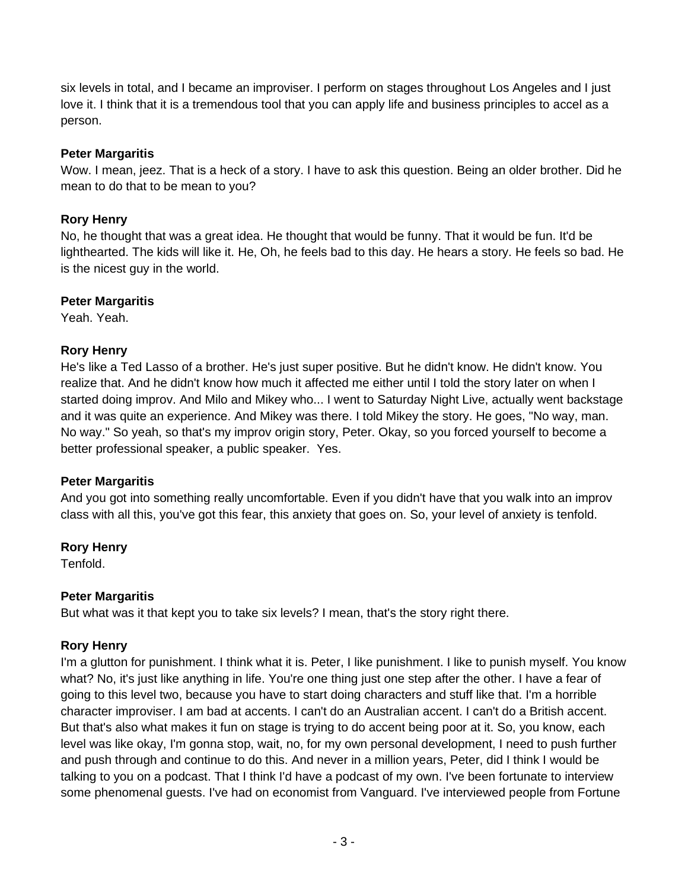six levels in total, and I became an improviser. I perform on stages throughout Los Angeles and I just love it. I think that it is a tremendous tool that you can apply life and business principles to accel as a person.

**Peter Margaritis**
Wow. I mean, jeez. That is a heck of a story. I have to ask this question. Being an older brother. Did he mean to do that to be mean to you?

**Rory Henry**
No, he thought that was a great idea. He thought that would be funny. That it would be fun. It'd be lighthearted. The kids will like it. He, Oh, he feels bad to this day. He hears a story. He feels so bad. He is the nicest guy in the world.

**Peter Margaritis**
Yeah. Yeah.

**Rory Henry**
He's like a Ted Lasso of a brother. He's just super positive. But he didn't know. He didn't know. You realize that. And he didn't know how much it affected me either until I told the story later on when I started doing improv. And Milo and Mikey who... I went to Saturday Night Live, actually went backstage and it was quite an experience. And Mikey was there. I told Mikey the story. He goes, "No way, man. No way." So yeah, so that's my improv origin story, Peter. Okay, so you forced yourself to become a better professional speaker, a public speaker. Yes.

**Peter Margaritis**
And you got into something really uncomfortable. Even if you didn't have that you walk into an improv class with all this, you've got this fear, this anxiety that goes on. So, your level of anxiety is tenfold.

**Rory Henry**
Tenfold.

**Peter Margaritis**
But what was it that kept you to take six levels? I mean, that's the story right there.

**Rory Henry**
I'm a glutton for punishment. I think what it is. Peter, I like punishment. I like to punish myself. You know what? No, it's just like anything in life. You're one thing just one step after the other. I have a fear of going to this level two, because you have to start doing characters and stuff like that. I'm a horrible character improviser. I am bad at accents. I can't do an Australian accent. I can't do a British accent. But that's also what makes it fun on stage is trying to do accent being poor at it. So, you know, each level was like okay, I'm gonna stop, wait, no, for my own personal development, I need to push further and push through and continue to do this. And never in a million years, Peter, did I think I would be talking to you on a podcast. That I think I'd have a podcast of my own. I've been fortunate to interview some phenomenal guests. I've had on economist from Vanguard. I've interviewed people from Fortune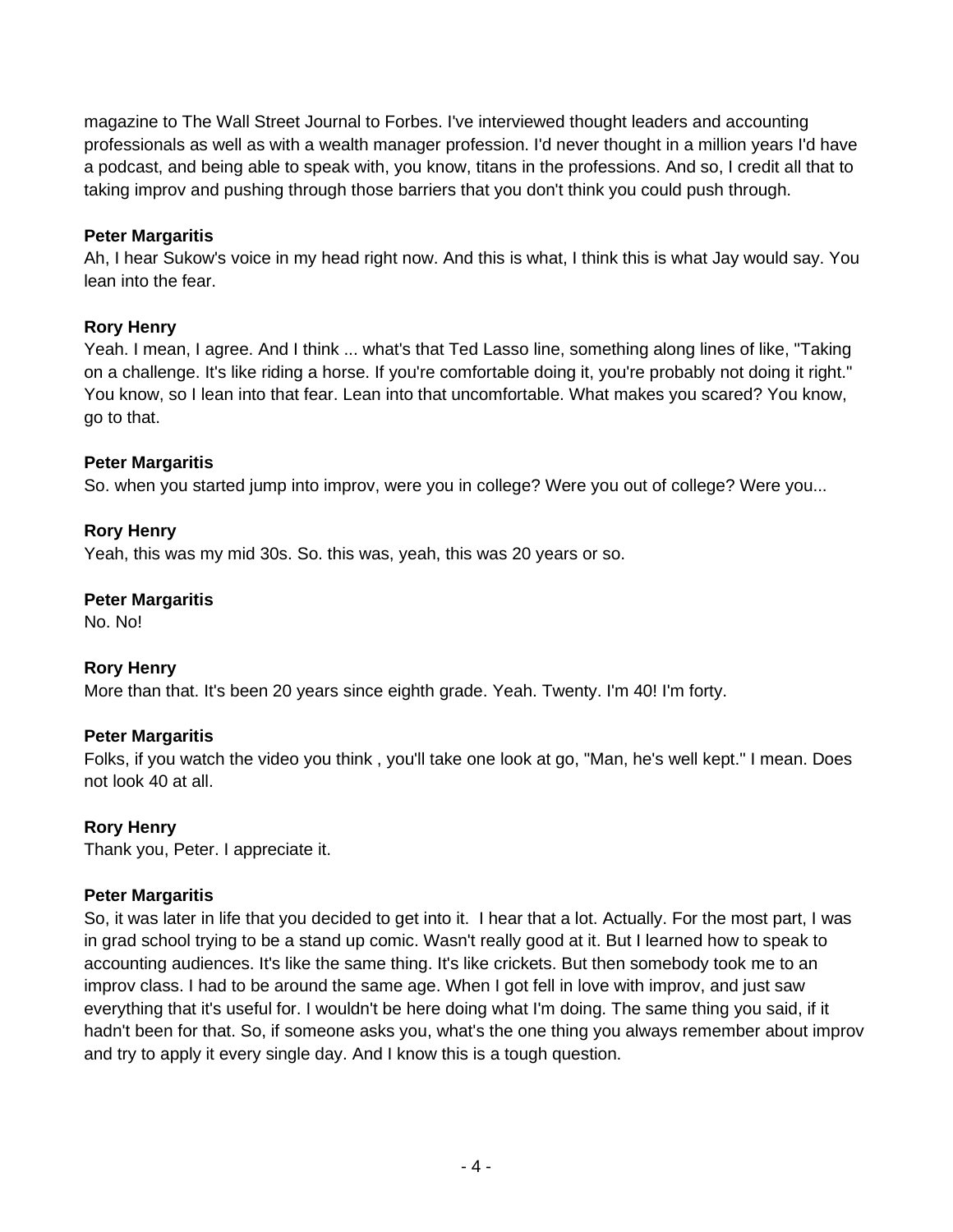magazine to The Wall Street Journal to Forbes. I've interviewed thought leaders and accounting professionals as well as with a wealth manager profession. I'd never thought in a million years I'd have a podcast, and being able to speak with, you know, titans in the professions. And so, I credit all that to taking improv and pushing through those barriers that you don't think you could push through.

**Peter Margaritis**
Ah, I hear Sukow's voice in my head right now. And this is what, I think this is what Jay would say. You lean into the fear.

**Rory Henry**
Yeah. I mean, I agree. And I think ... what's that Ted Lasso line, something along lines of like, "Taking on a challenge. It's like riding a horse. If you're comfortable doing it, you're probably not doing it right." You know, so I lean into that fear. Lean into that uncomfortable. What makes you scared? You know, go to that.

**Peter Margaritis**
So. when you started jump into improv, were you in college? Were you out of college? Were you...

**Rory Henry**
Yeah, this was my mid 30s. So. this was, yeah, this was 20 years or so.

**Peter Margaritis**
No. No!

**Rory Henry**
More than that. It's been 20 years since eighth grade. Yeah. Twenty. I'm 40! I'm forty.

**Peter Margaritis**
Folks, if you watch the video you think , you'll take one look at go, "Man, he's well kept." I mean. Does not look 40 at all.

**Rory Henry**
Thank you, Peter. I appreciate it.

**Peter Margaritis**
So, it was later in life that you decided to get into it. I hear that a lot. Actually. For the most part, I was in grad school trying to be a stand up comic. Wasn't really good at it. But I learned how to speak to accounting audiences. It's like the same thing. It's like crickets. But then somebody took me to an improv class. I had to be around the same age. When I got fell in love with improv, and just saw everything that it's useful for. I wouldn't be here doing what I'm doing. The same thing you said, if it hadn't been for that. So, if someone asks you, what's the one thing you always remember about improv and try to apply it every single day. And I know this is a tough question.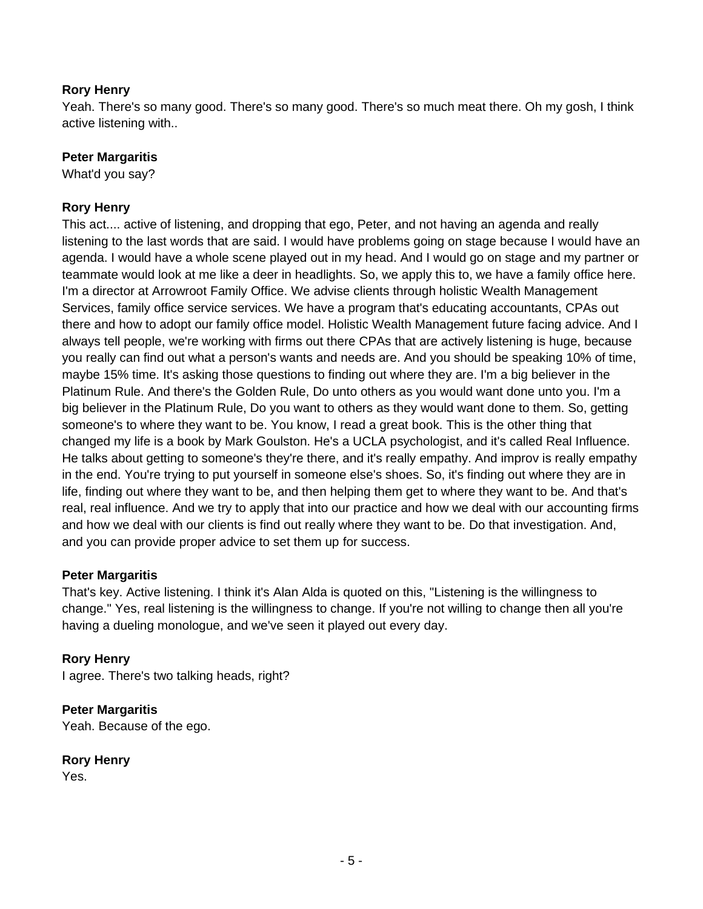**Rory Henry**
Yeah. There's so many good. There's so many good. There's so much meat there. Oh my gosh, I think active listening with..

**Peter Margaritis**
What'd you say?

**Rory Henry**
This act.... active of listening, and dropping that ego, Peter, and not having an agenda and really listening to the last words that are said. I would have problems going on stage because I would have an agenda. I would have a whole scene played out in my head. And I would go on stage and my partner or teammate would look at me like a deer in headlights. So, we apply this to, we have a family office here. I'm a director at Arrowroot Family Office. We advise clients through holistic Wealth Management Services, family office service services. We have a program that's educating accountants, CPAs out there and how to adopt our family office model. Holistic Wealth Management future facing advice. And I always tell people, we're working with firms out there CPAs that are actively listening is huge, because you really can find out what a person's wants and needs are. And you should be speaking 10% of time, maybe 15% time. It's asking those questions to finding out where they are. I'm a big believer in the Platinum Rule. And there's the Golden Rule, Do unto others as you would want done unto you. I'm a big believer in the Platinum Rule, Do you want to others as they would want done to them. So, getting someone's to where they want to be. You know, I read a great book. This is the other thing that changed my life is a book by Mark Goulston. He's a UCLA psychologist, and it's called Real Influence. He talks about getting to someone's they're there, and it's really empathy. And improv is really empathy in the end. You're trying to put yourself in someone else's shoes. So, it's finding out where they are in life, finding out where they want to be, and then helping them get to where they want to be. And that's real, real influence. And we try to apply that into our practice and how we deal with our accounting firms and how we deal with our clients is find out really where they want to be. Do that investigation. And, and you can provide proper advice to set them up for success.

**Peter Margaritis**
That's key. Active listening. I think it's Alan Alda is quoted on this, "Listening is the willingness to change." Yes, real listening is the willingness to change. If you're not willing to change then all you're having a dueling monologue, and we've seen it played out every day.

**Rory Henry**
I agree. There's two talking heads, right?

**Peter Margaritis**
Yeah. Because of the ego.

**Rory Henry**
Yes.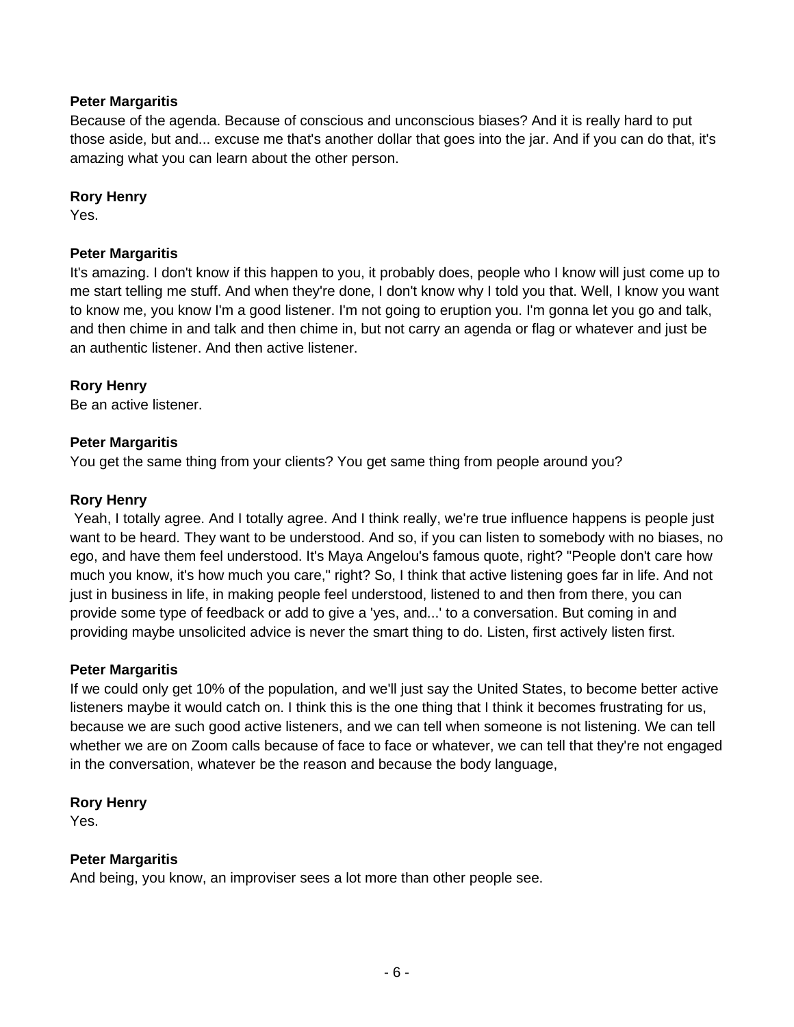**Peter Margaritis**
Because of the agenda. Because of conscious and unconscious biases? And it is really hard to put those aside, but and... excuse me that's another dollar that goes into the jar. And if you can do that, it's amazing what you can learn about the other person.

**Rory Henry**
Yes.

**Peter Margaritis**
It's amazing. I don't know if this happen to you, it probably does, people who I know will just come up to me start telling me stuff. And when they're done, I don't know why I told you that. Well, I know you want to know me, you know I'm a good listener. I'm not going to eruption you. I'm gonna let you go and talk, and then chime in and talk and then chime in, but not carry an agenda or flag or whatever and just be an authentic listener. And then active listener.

**Rory Henry**
Be an active listener.

**Peter Margaritis**
You get the same thing from your clients? You get same thing from people around you?

**Rory Henry**
Yeah, I totally agree. And I totally agree. And I think really, we're true influence happens is people just want to be heard. They want to be understood. And so, if you can listen to somebody with no biases, no ego, and have them feel understood. It's Maya Angelou's famous quote, right? "People don't care how much you know, it's how much you care," right? So, I think that active listening goes far in life. And not just in business in life, in making people feel understood, listened to and then from there, you can provide some type of feedback or add to give a 'yes, and...' to a conversation. But coming in and providing maybe unsolicited advice is never the smart thing to do. Listen, first actively listen first.

**Peter Margaritis**
If we could only get 10% of the population, and we'll just say the United States, to become better active listeners maybe it would catch on. I think this is the one thing that I think it becomes frustrating for us, because we are such good active listeners, and we can tell when someone is not listening. We can tell whether we are on Zoom calls because of face to face or whatever, we can tell that they're not engaged in the conversation, whatever be the reason and because the body language,

**Rory Henry**
Yes.

**Peter Margaritis**
And being, you know, an improviser sees a lot more than other people see.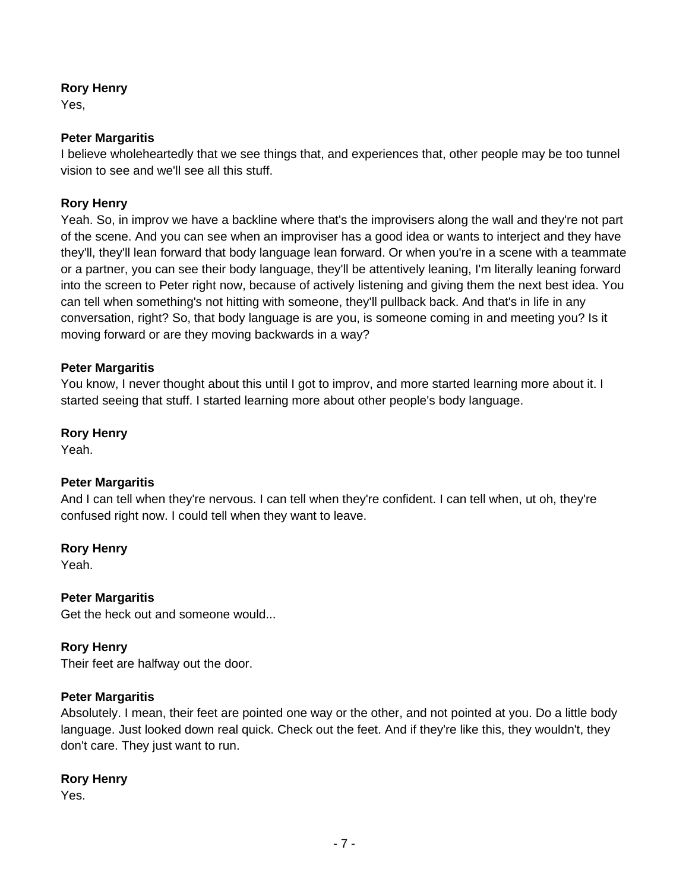**Rory Henry**
Yes,

**Peter Margaritis**
I believe wholeheartedly that we see things that, and experiences that, other people may be too tunnel vision to see and we'll see all this stuff.

**Rory Henry**
Yeah. So, in improv we have a backline where that's the improvisers along the wall and they're not part of the scene. And you can see when an improviser has a good idea or wants to interject and they have they'll, they'll lean forward that body language lean forward. Or when you're in a scene with a teammate or a partner, you can see their body language, they'll be attentively leaning, I'm literally leaning forward into the screen to Peter right now, because of actively listening and giving them the next best idea. You can tell when something's not hitting with someone, they'll pullback back. And that's in life in any conversation, right? So, that body language is are you, is someone coming in and meeting you? Is it moving forward or are they moving backwards in a way?

**Peter Margaritis**
You know, I never thought about this until I got to improv, and more started learning more about it. I started seeing that stuff. I started learning more about other people's body language.

**Rory Henry**
Yeah.

**Peter Margaritis**
And I can tell when they're nervous. I can tell when they're confident. I can tell when, ut oh, they're confused right now. I could tell when they want to leave.

**Rory Henry**
Yeah.

**Peter Margaritis**
Get the heck out and someone would...

**Rory Henry**
Their feet are halfway out the door.

**Peter Margaritis**
Absolutely. I mean, their feet are pointed one way or the other, and not pointed at you. Do a little body language. Just looked down real quick. Check out the feet. And if they're like this, they wouldn't, they don't care. They just want to run.

**Rory Henry**
Yes.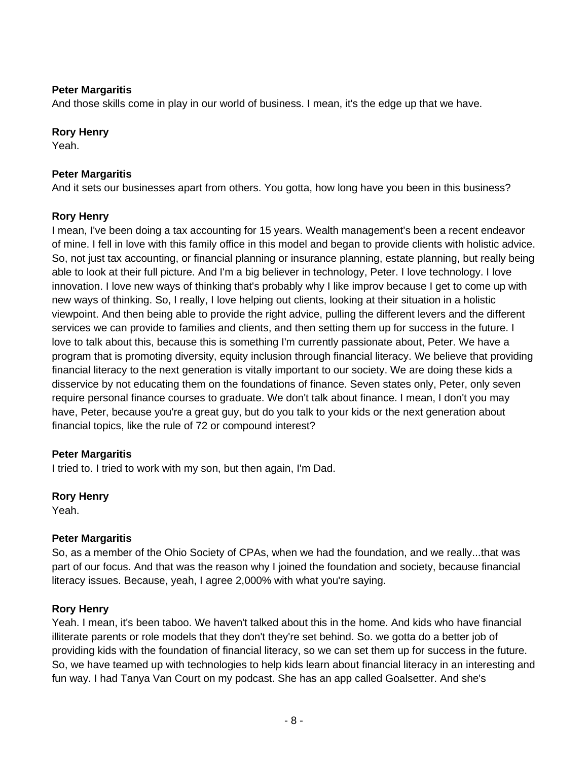**Peter Margaritis**
And those skills come in play in our world of business. I mean, it's the edge up that we have.

**Rory Henry**
Yeah.

**Peter Margaritis**
And it sets our businesses apart from others. You gotta, how long have you been in this business?

**Rory Henry**
I mean, I've been doing a tax accounting for 15 years. Wealth management's been a recent endeavor of mine. I fell in love with this family office in this model and began to provide clients with holistic advice. So, not just tax accounting, or financial planning or insurance planning, estate planning, but really being able to look at their full picture. And I'm a big believer in technology, Peter. I love technology. I love innovation. I love new ways of thinking that's probably why I like improv because I get to come up with new ways of thinking. So, I really, I love helping out clients, looking at their situation in a holistic viewpoint. And then being able to provide the right advice, pulling the different levers and the different services we can provide to families and clients, and then setting them up for success in the future. I love to talk about this, because this is something I'm currently passionate about, Peter. We have a program that is promoting diversity, equity inclusion through financial literacy. We believe that providing financial literacy to the next generation is vitally important to our society. We are doing these kids a disservice by not educating them on the foundations of finance. Seven states only, Peter, only seven require personal finance courses to graduate. We don't talk about finance. I mean, I don't you may have, Peter, because you're a great guy, but do you talk to your kids or the next generation about financial topics, like the rule of 72 or compound interest?

**Peter Margaritis**
I tried to. I tried to work with my son, but then again, I'm Dad.

**Rory Henry**
Yeah.

**Peter Margaritis**
So, as a member of the Ohio Society of CPAs, when we had the foundation, and we really...that was part of our focus. And that was the reason why I joined the foundation and society, because financial literacy issues. Because, yeah, I agree 2,000% with what you're saying.

**Rory Henry**
Yeah. I mean, it's been taboo. We haven't talked about this in the home. And kids who have financial illiterate parents or role models that they don't they're set behind. So. we gotta do a better job of providing kids with the foundation of financial literacy, so we can set them up for success in the future. So, we have teamed up with technologies to help kids learn about financial literacy in an interesting and fun way. I had Tanya Van Court on my podcast. She has an app called Goalsetter. And she's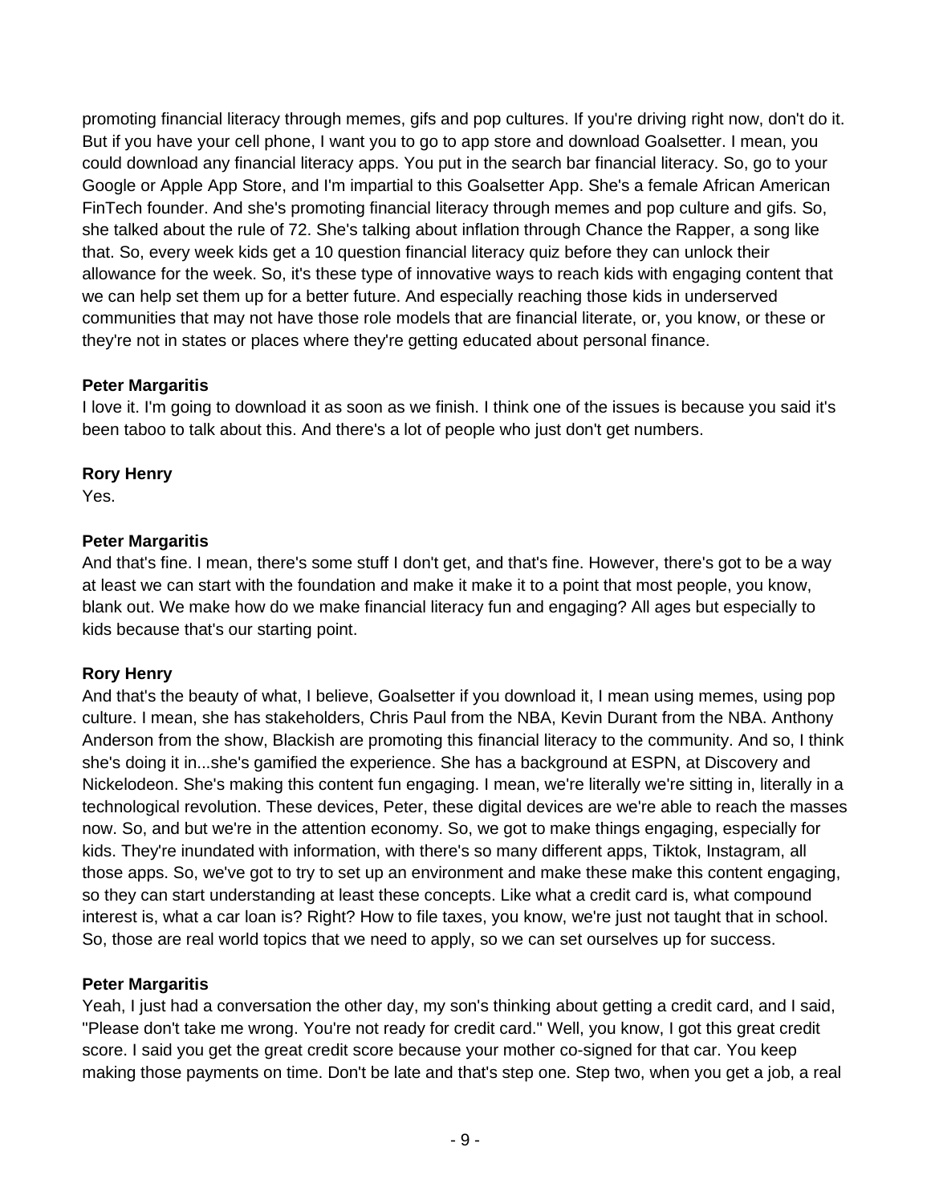promoting financial literacy through memes, gifs and pop cultures. If you're driving right now, don't do it. But if you have your cell phone, I want you to go to app store and download Goalsetter. I mean, you could download any financial literacy apps. You put in the search bar financial literacy. So, go to your Google or Apple App Store, and I'm impartial to this Goalsetter App. She's a female African American FinTech founder. And she's promoting financial literacy through memes and pop culture and gifs. So, she talked about the rule of 72. She's talking about inflation through Chance the Rapper, a song like that. So, every week kids get a 10 question financial literacy quiz before they can unlock their allowance for the week. So, it's these type of innovative ways to reach kids with engaging content that we can help set them up for a better future. And especially reaching those kids in underserved communities that may not have those role models that are financial literate, or, you know, or these or they're not in states or places where they're getting educated about personal finance.

**Peter Margaritis**
I love it. I'm going to download it as soon as we finish. I think one of the issues is because you said it's been taboo to talk about this. And there's a lot of people who just don't get numbers.

**Rory Henry**
Yes.

**Peter Margaritis**
And that's fine. I mean, there's some stuff I don't get, and that's fine. However, there's got to be a way at least we can start with the foundation and make it make it to a point that most people, you know, blank out. We make how do we make financial literacy fun and engaging? All ages but especially to kids because that's our starting point.

**Rory Henry**
And that's the beauty of what, I believe, Goalsetter if you download it, I mean using memes, using pop culture. I mean, she has stakeholders, Chris Paul from the NBA, Kevin Durant from the NBA. Anthony Anderson from the show, Blackish are promoting this financial literacy to the community. And so, I think she's doing it in...she's gamified the experience. She has a background at ESPN, at Discovery and Nickelodeon. She's making this content fun engaging. I mean, we're literally we're sitting in, literally in a technological revolution. These devices, Peter, these digital devices are we're able to reach the masses now. So, and but we're in the attention economy. So, we got to make things engaging, especially for kids. They're inundated with information, with there's so many different apps, Tiktok, Instagram, all those apps. So, we've got to try to set up an environment and make these make this content engaging, so they can start understanding at least these concepts. Like what a credit card is, what compound interest is, what a car loan is? Right? How to file taxes, you know, we're just not taught that in school. So, those are real world topics that we need to apply, so we can set ourselves up for success.

**Peter Margaritis**
Yeah, I just had a conversation the other day, my son's thinking about getting a credit card, and I said, "Please don't take me wrong. You're not ready for credit card." Well, you know, I got this great credit score. I said you get the great credit score because your mother co-signed for that car. You keep making those payments on time. Don't be late and that's step one. Step two, when you get a job, a real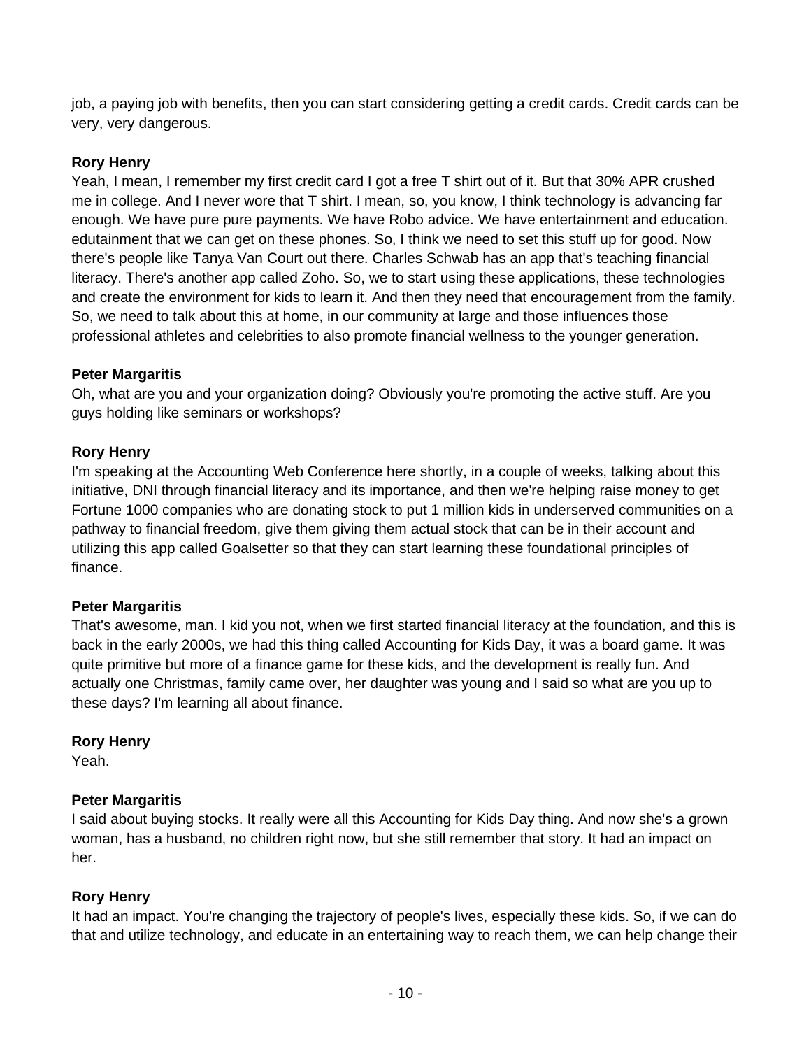job, a paying job with benefits, then you can start considering getting a credit cards. Credit cards can be very, very dangerous.

**Rory Henry**
Yeah, I mean, I remember my first credit card I got a free T shirt out of it. But that 30% APR crushed me in college. And I never wore that T shirt. I mean, so, you know, I think technology is advancing far enough. We have pure pure payments. We have Robo advice. We have entertainment and education. edutainment that we can get on these phones. So, I think we need to set this stuff up for good. Now there's people like Tanya Van Court out there. Charles Schwab has an app that's teaching financial literacy. There's another app called Zoho. So, we to start using these applications, these technologies and create the environment for kids to learn it. And then they need that encouragement from the family. So, we need to talk about this at home, in our community at large and those influences those professional athletes and celebrities to also promote financial wellness to the younger generation.

**Peter Margaritis**
Oh, what are you and your organization doing? Obviously you're promoting the active stuff. Are you guys holding like seminars or workshops?

**Rory Henry**
I'm speaking at the Accounting Web Conference here shortly, in a couple of weeks, talking about this initiative, DNI through financial literacy and its importance, and then we're helping raise money to get Fortune 1000 companies who are donating stock to put 1 million kids in underserved communities on a pathway to financial freedom, give them giving them actual stock that can be in their account and utilizing this app called Goalsetter so that they can start learning these foundational principles of finance.

**Peter Margaritis**
That's awesome, man. I kid you not, when we first started financial literacy at the foundation, and this is back in the early 2000s, we had this thing called Accounting for Kids Day, it was a board game. It was quite primitive but more of a finance game for these kids, and the development is really fun. And actually one Christmas, family came over, her daughter was young and I said so what are you up to these days? I'm learning all about finance.

**Rory Henry**
Yeah.

**Peter Margaritis**
I said about buying stocks. It really were all this Accounting for Kids Day thing. And now she's a grown woman, has a husband, no children right now, but she still remember that story. It had an impact on her.

**Rory Henry**
It had an impact. You're changing the trajectory of people's lives, especially these kids. So, if we can do that and utilize technology, and educate in an entertaining way to reach them, we can help change their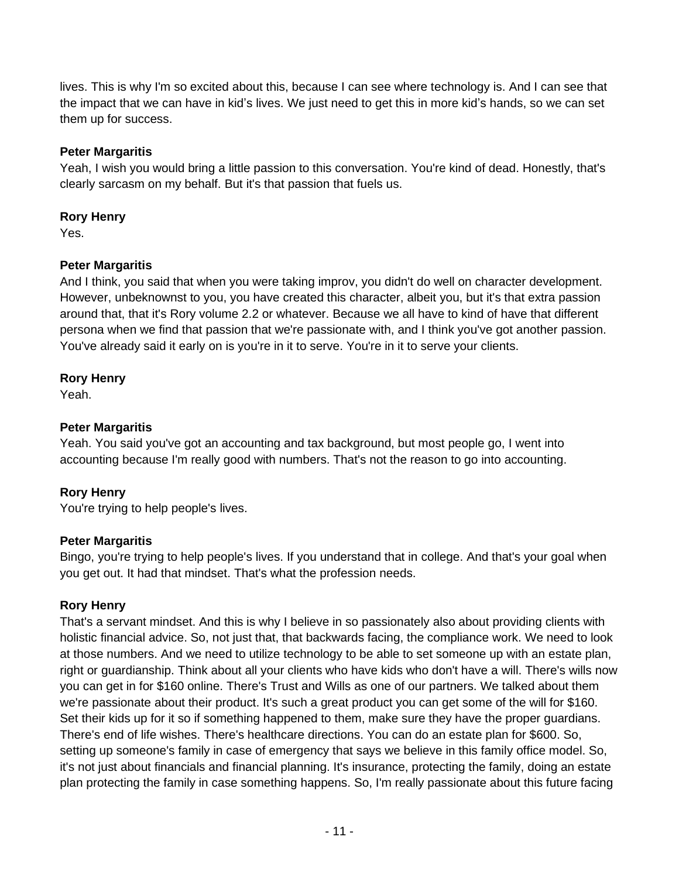lives. This is why I'm so excited about this, because I can see where technology is. And I can see that the impact that we can have in kid's lives. We just need to get this in more kid's hands, so we can set them up for success.

**Peter Margaritis**
Yeah, I wish you would bring a little passion to this conversation. You're kind of dead. Honestly, that's clearly sarcasm on my behalf. But it's that passion that fuels us.

**Rory Henry**
Yes.

**Peter Margaritis**
And I think, you said that when you were taking improv, you didn't do well on character development. However, unbeknownst to you, you have created this character, albeit you, but it's that extra passion around that, that it's Rory volume 2.2 or whatever. Because we all have to kind of have that different persona when we find that passion that we're passionate with, and I think you've got another passion. You've already said it early on is you're in it to serve. You're in it to serve your clients.

**Rory Henry**
Yeah.

**Peter Margaritis**
Yeah. You said you've got an accounting and tax background, but most people go, I went into accounting because I'm really good with numbers. That's not the reason to go into accounting.

**Rory Henry**
You're trying to help people's lives.

**Peter Margaritis**
Bingo, you're trying to help people's lives. If you understand that in college. And that's your goal when you get out. It had that mindset. That's what the profession needs.

**Rory Henry**
That's a servant mindset. And this is why I believe in so passionately also about providing clients with holistic financial advice. So, not just that, that backwards facing, the compliance work. We need to look at those numbers. And we need to utilize technology to be able to set someone up with an estate plan, right or guardianship. Think about all your clients who have kids who don't have a will. There's wills now you can get in for $160 online. There's Trust and Wills as one of our partners. We talked about them we're passionate about their product. It's such a great product you can get some of the will for $160. Set their kids up for it so if something happened to them, make sure they have the proper guardians. There's end of life wishes. There's healthcare directions. You can do an estate plan for $600. So, setting up someone's family in case of emergency that says we believe in this family office model. So, it's not just about financials and financial planning. It's insurance, protecting the family, doing an estate plan protecting the family in case something happens. So, I'm really passionate about this future facing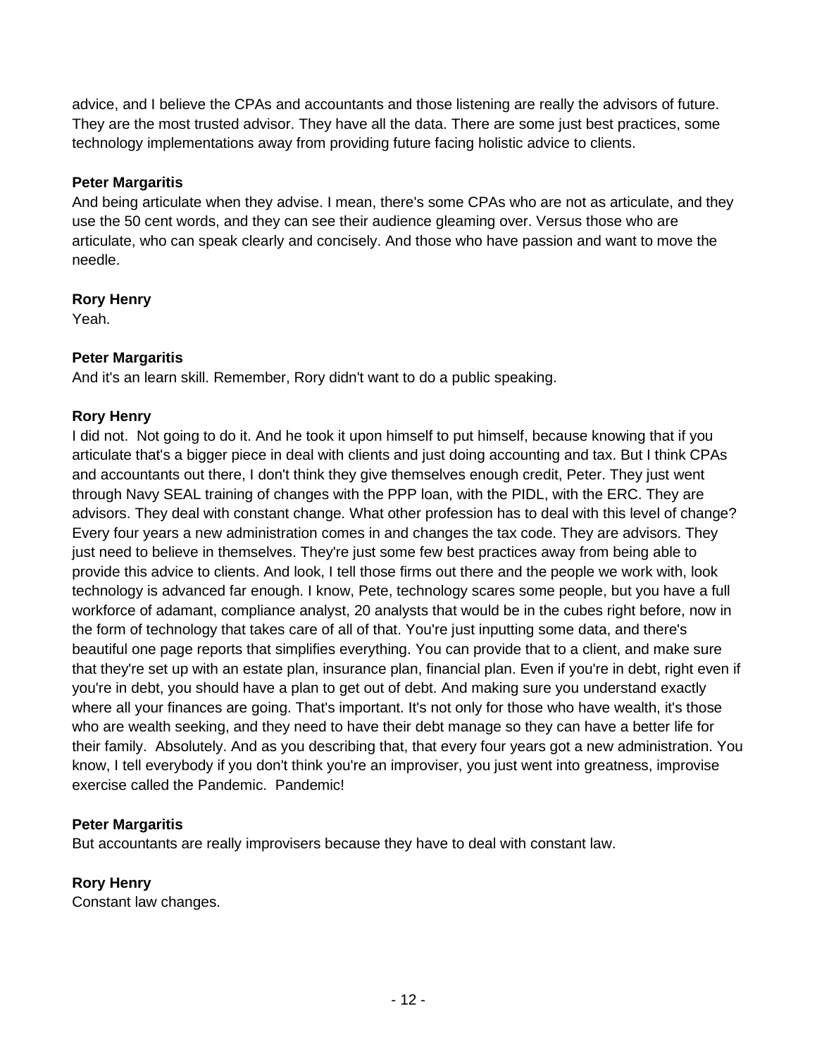advice, and I believe the CPAs and accountants and those listening are really the advisors of future. They are the most trusted advisor. They have all the data. There are some just best practices, some technology implementations away from providing future facing holistic advice to clients.

**Peter Margaritis**
And being articulate when they advise. I mean, there's some CPAs who are not as articulate, and they use the 50 cent words, and they can see their audience gleaming over. Versus those who are articulate, who can speak clearly and concisely. And those who have passion and want to move the needle.

**Rory Henry**
Yeah.

**Peter Margaritis**
And it's an learn skill. Remember, Rory didn't want to do a public speaking.

**Rory Henry**
I did not. Not going to do it. And he took it upon himself to put himself, because knowing that if you articulate that's a bigger piece in deal with clients and just doing accounting and tax. But I think CPAs and accountants out there, I don't think they give themselves enough credit, Peter. They just went through Navy SEAL training of changes with the PPP loan, with the PIDL, with the ERC. They are advisors. They deal with constant change. What other profession has to deal with this level of change? Every four years a new administration comes in and changes the tax code. They are advisors. They just need to believe in themselves. They're just some few best practices away from being able to provide this advice to clients. And look, I tell those firms out there and the people we work with, look technology is advanced far enough. I know, Pete, technology scares some people, but you have a full workforce of adamant, compliance analyst, 20 analysts that would be in the cubes right before, now in the form of technology that takes care of all of that. You're just inputting some data, and there's beautiful one page reports that simplifies everything. You can provide that to a client, and make sure that they're set up with an estate plan, insurance plan, financial plan. Even if you're in debt, right even if you're in debt, you should have a plan to get out of debt. And making sure you understand exactly where all your finances are going. That's important. It's not only for those who have wealth, it's those who are wealth seeking, and they need to have their debt manage so they can have a better life for their family. Absolutely. And as you describing that, that every four years got a new administration. You know, I tell everybody if you don't think you're an improviser, you just went into greatness, improvise exercise called the Pandemic. Pandemic!

**Peter Margaritis**
But accountants are really improvisers because they have to deal with constant law.

**Rory Henry**
Constant law changes.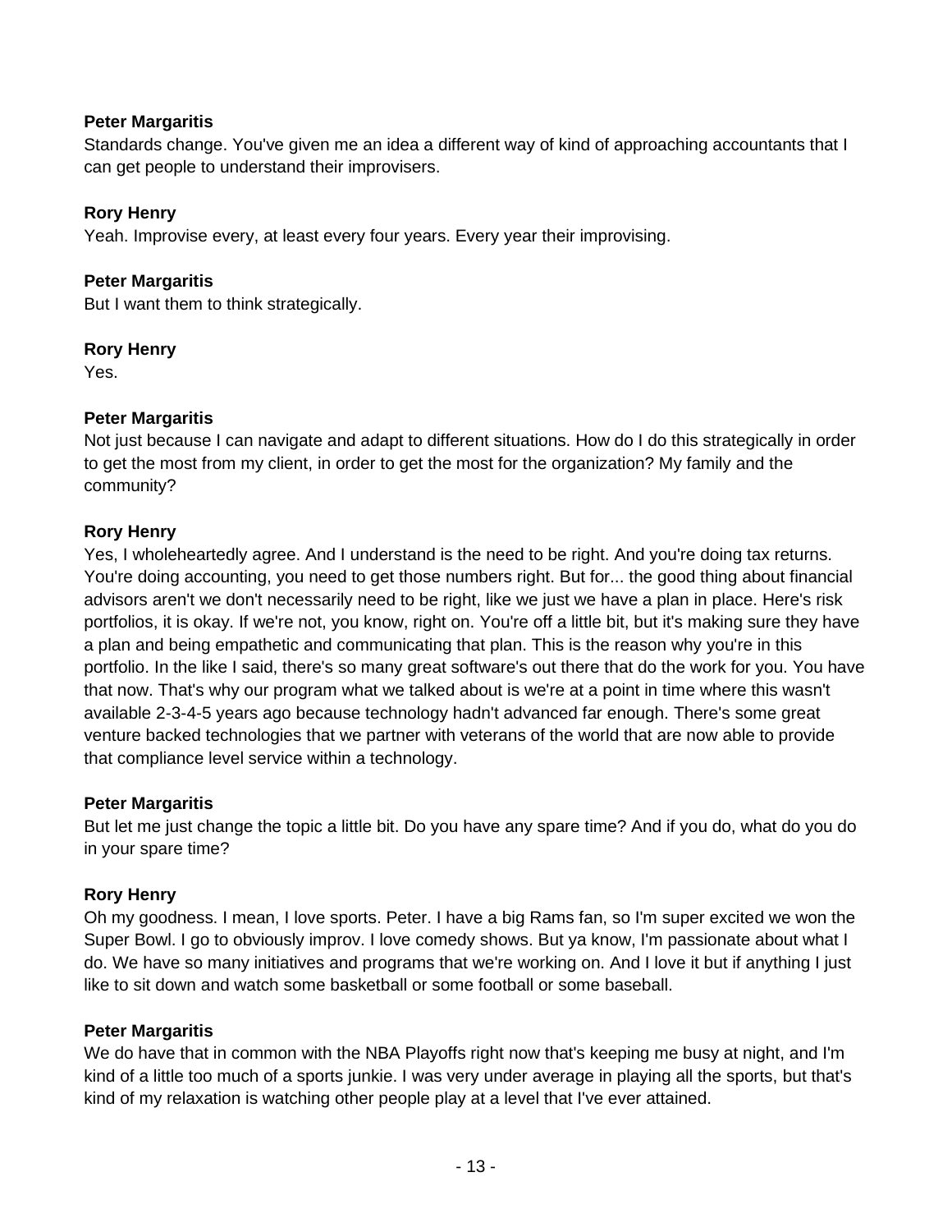**Peter Margaritis**
Standards change. You've given me an idea a different way of kind of approaching accountants that I can get people to understand their improvisers.

**Rory Henry**
Yeah. Improvise every, at least every four years. Every year their improvising.

**Peter Margaritis**
But I want them to think strategically.

**Rory Henry**
Yes.

**Peter Margaritis**
Not just because I can navigate and adapt to different situations. How do I do this strategically in order to get the most from my client, in order to get the most for the organization? My family and the community?

**Rory Henry**
Yes, I wholeheartedly agree. And I understand is the need to be right. And you're doing tax returns. You're doing accounting, you need to get those numbers right. But for... the good thing about financial advisors aren't we don't necessarily need to be right, like we just we have a plan in place. Here's risk portfolios, it is okay. If we're not, you know, right on. You're off a little bit, but it's making sure they have a plan and being empathetic and communicating that plan. This is the reason why you're in this portfolio. In the like I said, there's so many great software's out there that do the work for you. You have that now. That's why our program what we talked about is we're at a point in time where this wasn't available 2-3-4-5 years ago because technology hadn't advanced far enough. There's some great venture backed technologies that we partner with veterans of the world that are now able to provide that compliance level service within a technology.

**Peter Margaritis**
But let me just change the topic a little bit. Do you have any spare time? And if you do, what do you do in your spare time?

**Rory Henry**
Oh my goodness. I mean, I love sports. Peter. I have a big Rams fan, so I'm super excited we won the Super Bowl. I go to obviously improv. I love comedy shows. But ya know, I'm passionate about what I do. We have so many initiatives and programs that we're working on. And I love it but if anything I just like to sit down and watch some basketball or some football or some baseball.

**Peter Margaritis**
We do have that in common with the NBA Playoffs right now that's keeping me busy at night, and I'm kind of a little too much of a sports junkie. I was very under average in playing all the sports, but that's kind of my relaxation is watching other people play at a level that I've ever attained.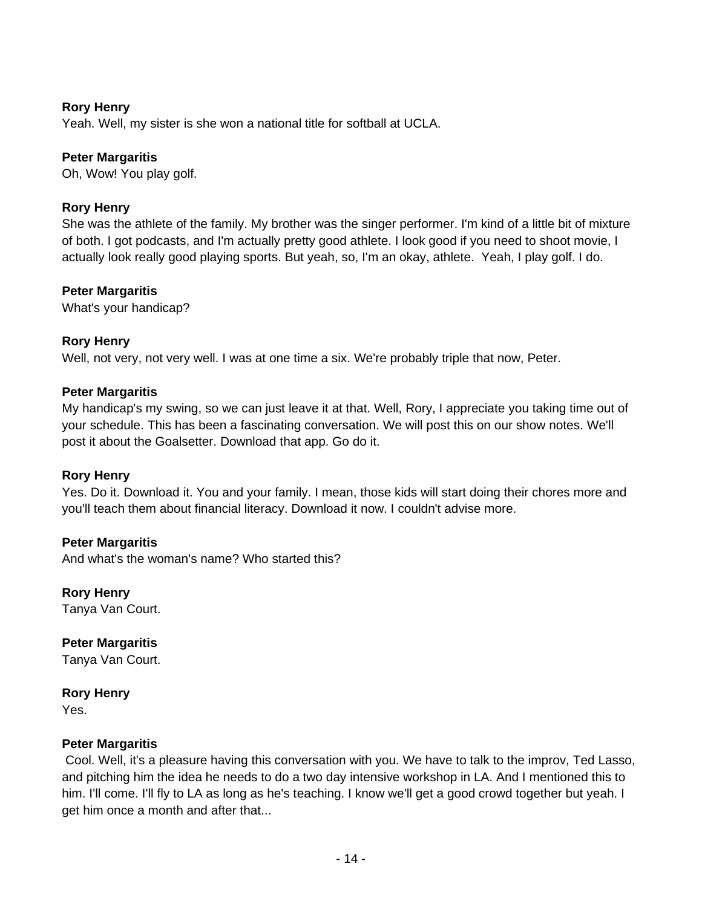**Rory Henry**
Yeah. Well, my sister is she won a national title for softball at UCLA.

**Peter Margaritis**
Oh, Wow! You play golf.

**Rory Henry**
She was the athlete of the family. My brother was the singer performer. I'm kind of a little bit of mixture of both. I got podcasts, and I'm actually pretty good athlete. I look good if you need to shoot movie, I actually look really good playing sports. But yeah, so, I'm an okay, athlete. Yeah, I play golf. I do.

**Peter Margaritis**
What's your handicap?

**Rory Henry**
Well, not very, not very well. I was at one time a six. We're probably triple that now, Peter.

**Peter Margaritis**
My handicap's my swing, so we can just leave it at that. Well, Rory, I appreciate you taking time out of your schedule. This has been a fascinating conversation. We will post this on our show notes. We'll post it about the Goalsetter. Download that app. Go do it.

**Rory Henry**
Yes. Do it. Download it. You and your family. I mean, those kids will start doing their chores more and you'll teach them about financial literacy. Download it now. I couldn't advise more.

**Peter Margaritis**
And what's the woman's name? Who started this?

**Rory Henry**
Tanya Van Court.

**Peter Margaritis**
Tanya Van Court.

**Rory Henry**
Yes.

**Peter Margaritis**
Cool. Well, it's a pleasure having this conversation with you. We have to talk to the improv, Ted Lasso, and pitching him the idea he needs to do a two day intensive workshop in LA. And I mentioned this to him. I'll come. I'll fly to LA as long as he's teaching. I know we'll get a good crowd together but yeah. I get him once a month and after that...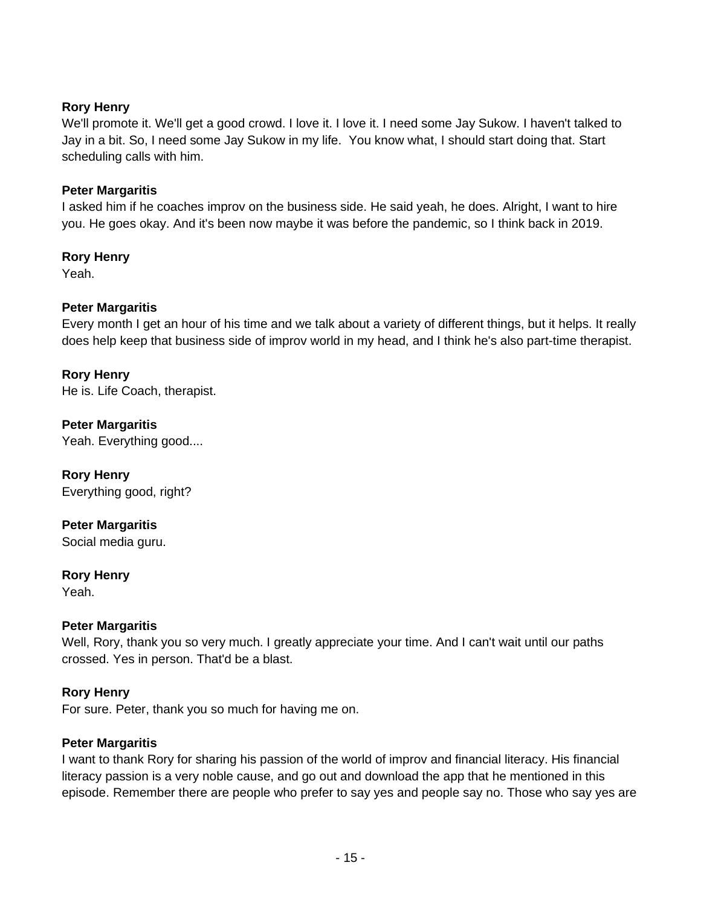**Rory Henry**
We'll promote it. We'll get a good crowd. I love it. I love it. I need some Jay Sukow. I haven't talked to Jay in a bit. So, I need some Jay Sukow in my life.  You know what, I should start doing that. Start scheduling calls with him.

**Peter Margaritis**
I asked him if he coaches improv on the business side. He said yeah, he does. Alright, I want to hire you. He goes okay. And it's been now maybe it was before the pandemic, so I think back in 2019.

**Rory Henry**
Yeah.

**Peter Margaritis**
Every month I get an hour of his time and we talk about a variety of different things, but it helps. It really does help keep that business side of improv world in my head, and I think he's also part-time therapist.

**Rory Henry**
He is. Life Coach, therapist.

**Peter Margaritis**
Yeah. Everything good....

**Rory Henry**
Everything good, right?

**Peter Margaritis**
Social media guru.

**Rory Henry**
Yeah.

**Peter Margaritis**
Well, Rory, thank you so very much. I greatly appreciate your time. And I can't wait until our paths crossed. Yes in person. That'd be a blast.

**Rory Henry**
For sure. Peter, thank you so much for having me on.

**Peter Margaritis**
I want to thank Rory for sharing his passion of the world of improv and financial literacy. His financial literacy passion is a very noble cause, and go out and download the app that he mentioned in this episode. Remember there are people who prefer to say yes and people say no. Those who say yes are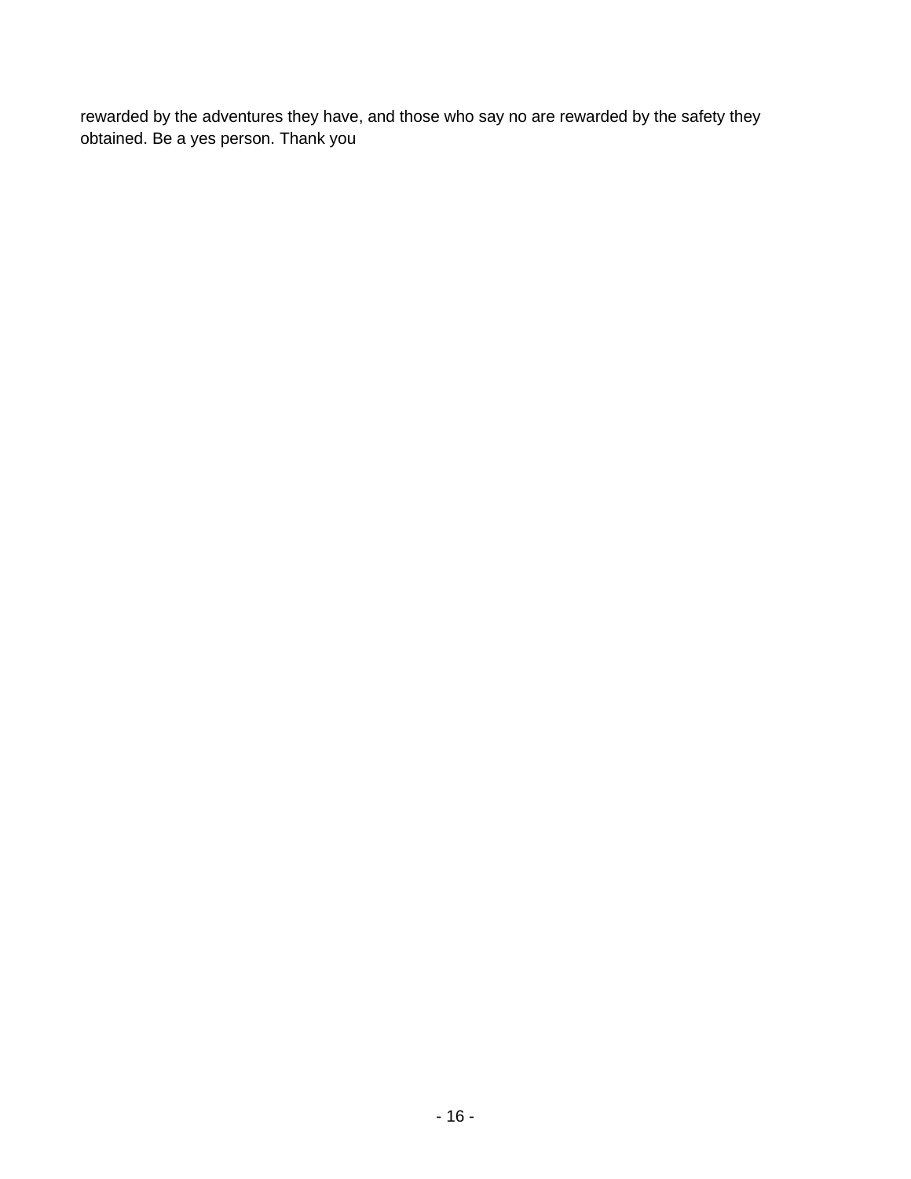rewarded by the adventures they have, and those who say no are rewarded by the safety they obtained. Be a yes person. Thank you